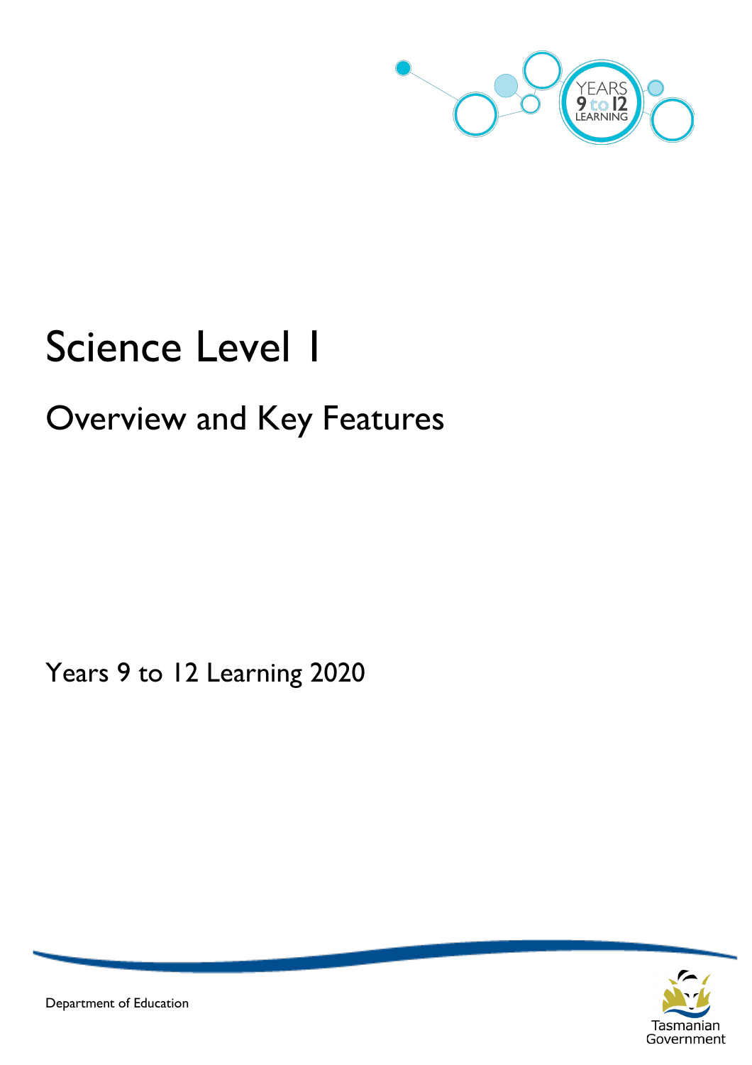# Science Level 1

## Overview and Key Features

Years 9 to 12 Learning 2020

Department of Education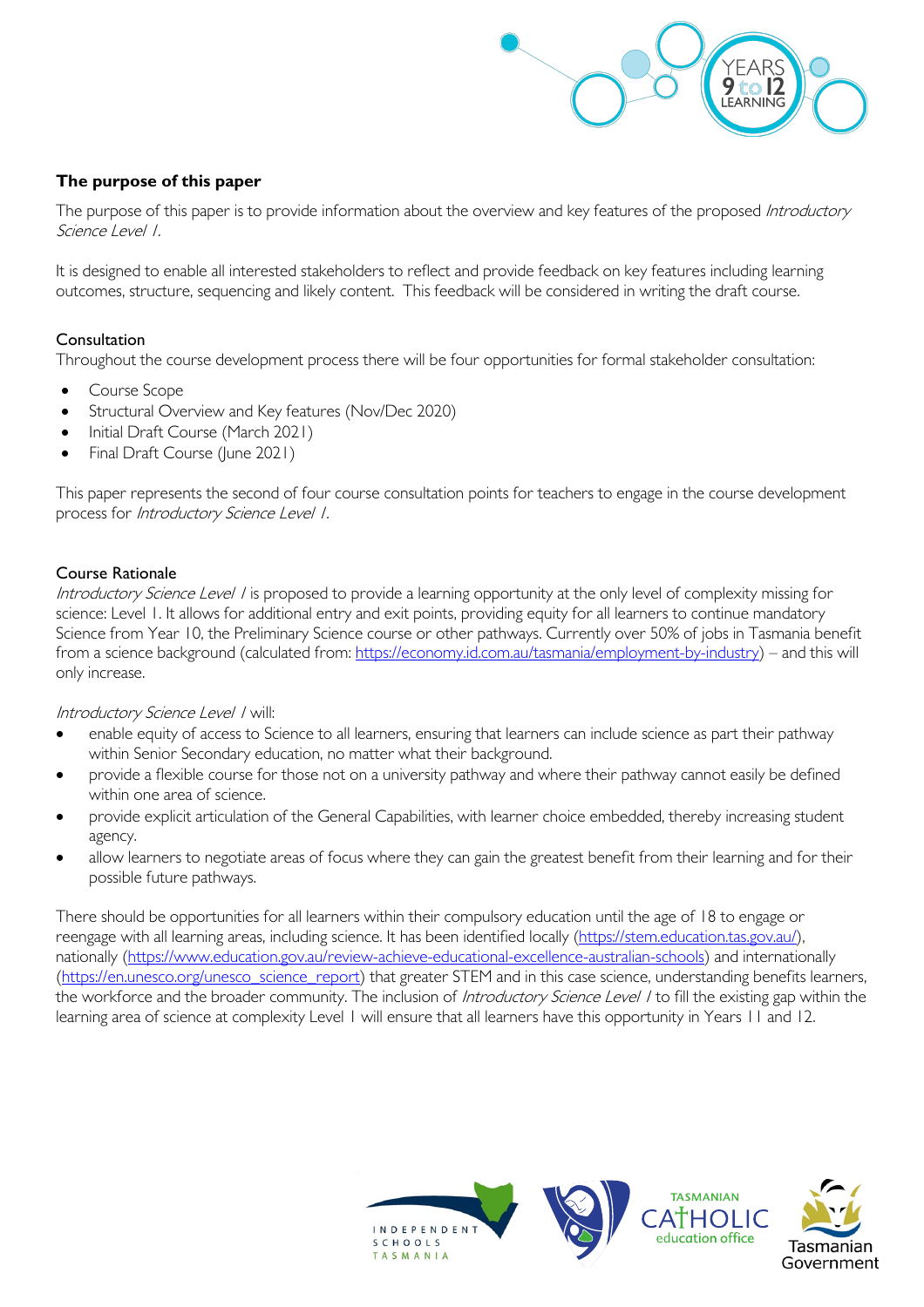## The purpose of this paper

The purpose of this paper is to provide information about the overview and key features of the proposed *Introductory Science Level 1.*

It is designed to enable all interested stakeholders to reflect and provide feedback on key features including learning outcomes, structure, sequencing and likely content. This feedback will be considered in writing the draft course.

### Consultation

Throughout the course development process there will be four opportunities for formal stakeholder consultation:

- Course Scope
- Structural Overview and Key features (Nov/Dec 2020)
- Initial Draft Course (March 2021)
- Final Draft Course (June 2021)

This paper represents the second of four course consultation points for teachers to engage in the course development process for *Introductory Science Level 1.*

### Course Rationale

*Introductory Science Level 1* is proposed to provide a learning opportunity at the only level of complexity missing for science: Level 1. It allows for additional entry and exit points, providing equity for all learners to continue mandatory Science from Year 10, the Preliminary Science course or other pathways. Currently over 50% of jobs in Tasmania benefit from a science background (calculated from: https://economy.id.com.au/tasmania/employment-by-industry) – and this will only increase.

*Introductory Science Level 1* will:

- enable equity of access to Science to all learners, ensuring that learners can include science as part their pathway within Senior Secondary education, no matter what their background.
- provide a flexible course for those not on a university pathway and where their pathway cannot easily be defined within one area of science.
- provide explicit articulation of the General Capabilities, with learner choice embedded, thereby increasing student agency.
- allow learners to negotiate areas of focus where they can gain the greatest benefit from their learning and for their possible future pathways.

There should be opportunities for all learners within their compulsory education until the age of 18 to engage or reengage with all learning areas, including science. It has been identified locally (https://stem.education.tas.gov.au/), nationally (https://www.education.gov.au/review-achieve-educational-excellence-australian-schools) and internationally (https://en.unesco.org/unesco_science_report) that greater STEM and in this case science, understanding benefits learners, the workforce and the broader community. The inclusion of *Introductory Science Level 1* to fill the existing gap within the learning area of science at complexity Level 1 will ensure that all learners have this opportunity in Years 11 and 12.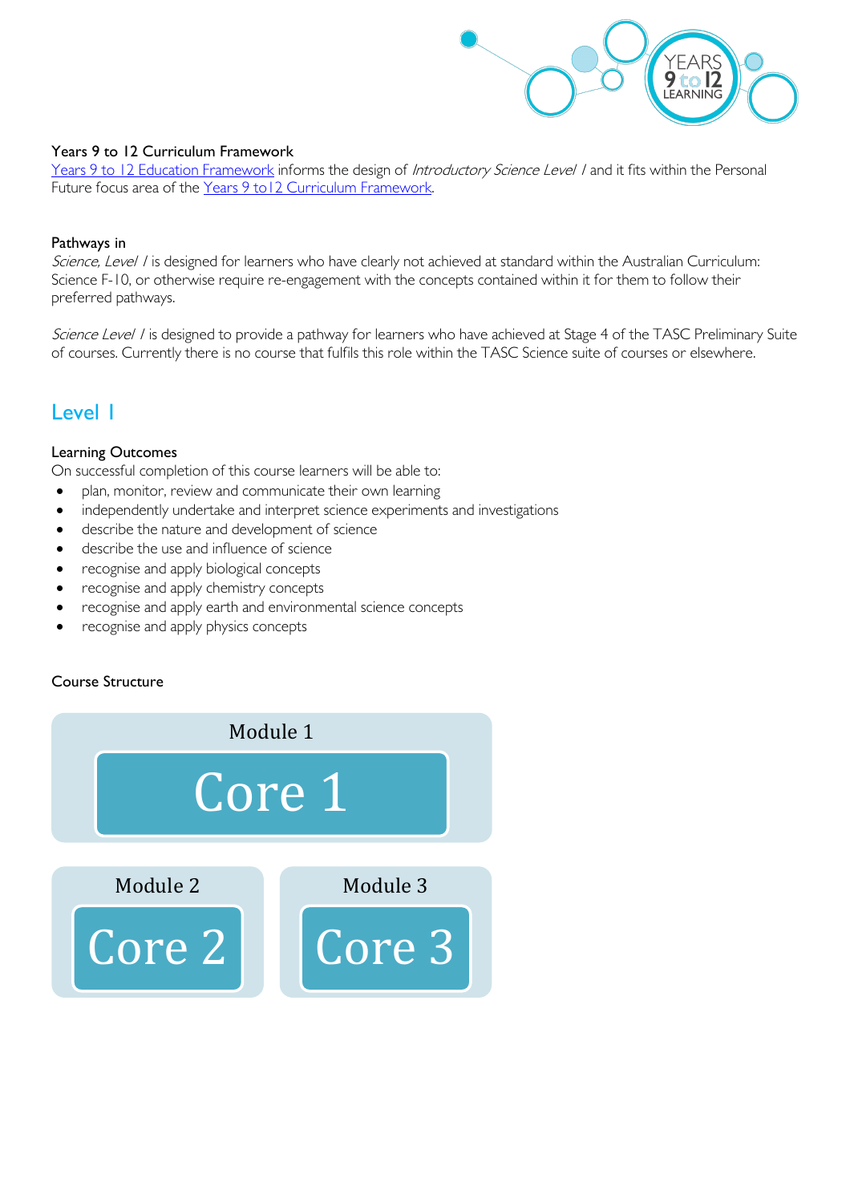Years 9 to 12 Curriculum Framework

Years 9 to 12 Education Framework informs the design of *Introductory Science Level 1* and it fits within the Personal Future focus area of the Years 9 to12 Curriculum Framework.

Pathways in

*Science, Level 1* is designed for learners who have clearly not achieved at standard within the Australian Curriculum: Science F-10, or otherwise require re-engagement with the concepts contained within it for them to follow their preferred pathways.

*Science Level 1* is designed to provide a pathway for learners who have achieved at Stage 4 of the TASC Preliminary Suite of courses. Currently there is no course that fulfils this role within the TASC Science suite of courses or elsewhere.

## Level 1

Learning Outcomes

On successful completion of this course learners will be able to:

- plan, monitor, review and communicate their own learning
- independently undertake and interpret science experiments and investigations
- describe the nature and development of science
- describe the use and influence of science
- recognise and apply biological concepts
- recognise and apply chemistry concepts
- recognise and apply earth and environmental science concepts
- recognise and apply physics concepts

Course Structure

Module 1

Core 1

Module 2

Core 2

Module 3

Core 3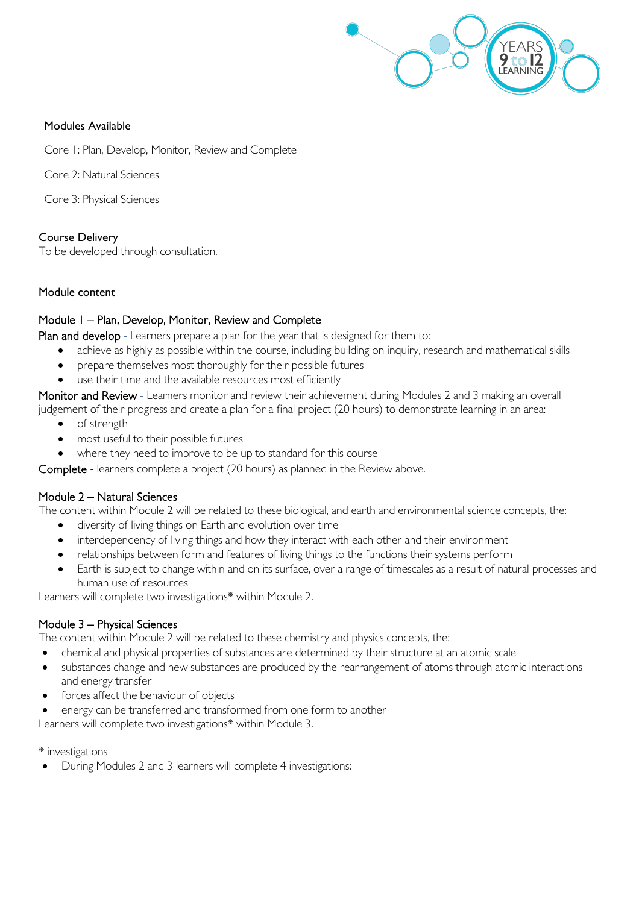Modules Available

Core 1: Plan, Develop, Monitor, Review and Complete

Core 2: Natural Sciences

Core 3: Physical Sciences

Course Delivery

To be developed through consultation.

Module content

## Module 1 – Plan, Develop, Monitor, Review and Complete

Plan and develop - Learners prepare a plan for the year that is designed for them to:

- achieve as highly as possible within the course, including building on inquiry, research and mathematical skills
- prepare themselves most thoroughly for their possible futures
- use their time and the available resources most efficiently

Monitor and Review - Learners monitor and review their achievement during Modules 2 and 3 making an overall judgement of their progress and create a plan for a final project (20 hours) to demonstrate learning in an area:

- of strength
- most useful to their possible futures
- where they need to improve to be up to standard for this course

Complete - learners complete a project (20 hours) as planned in the Review above.

## Module 2 – Natural Sciences

The content within Module 2 will be related to these biological, and earth and environmental science concepts, the:

- diversity of living things on Earth and evolution over time
- interdependency of living things and how they interact with each other and their environment
- relationships between form and features of living things to the functions their systems perform
- Earth is subject to change within and on its surface, over a range of timescales as a result of natural processes and human use of resources

Learners will complete two investigations* within Module 2.

## Module 3 – Physical Sciences

The content within Module 2 will be related to these chemistry and physics concepts, the:

- chemical and physical properties of substances are determined by their structure at an atomic scale
- substances change and new substances are produced by the rearrangement of atoms through atomic interactions and energy transfer
- forces affect the behaviour of objects
- energy can be transferred and transformed from one form to another

Learners will complete two investigations* within Module 3.

* investigations

- During Modules 2 and 3 learners will complete 4 investigations: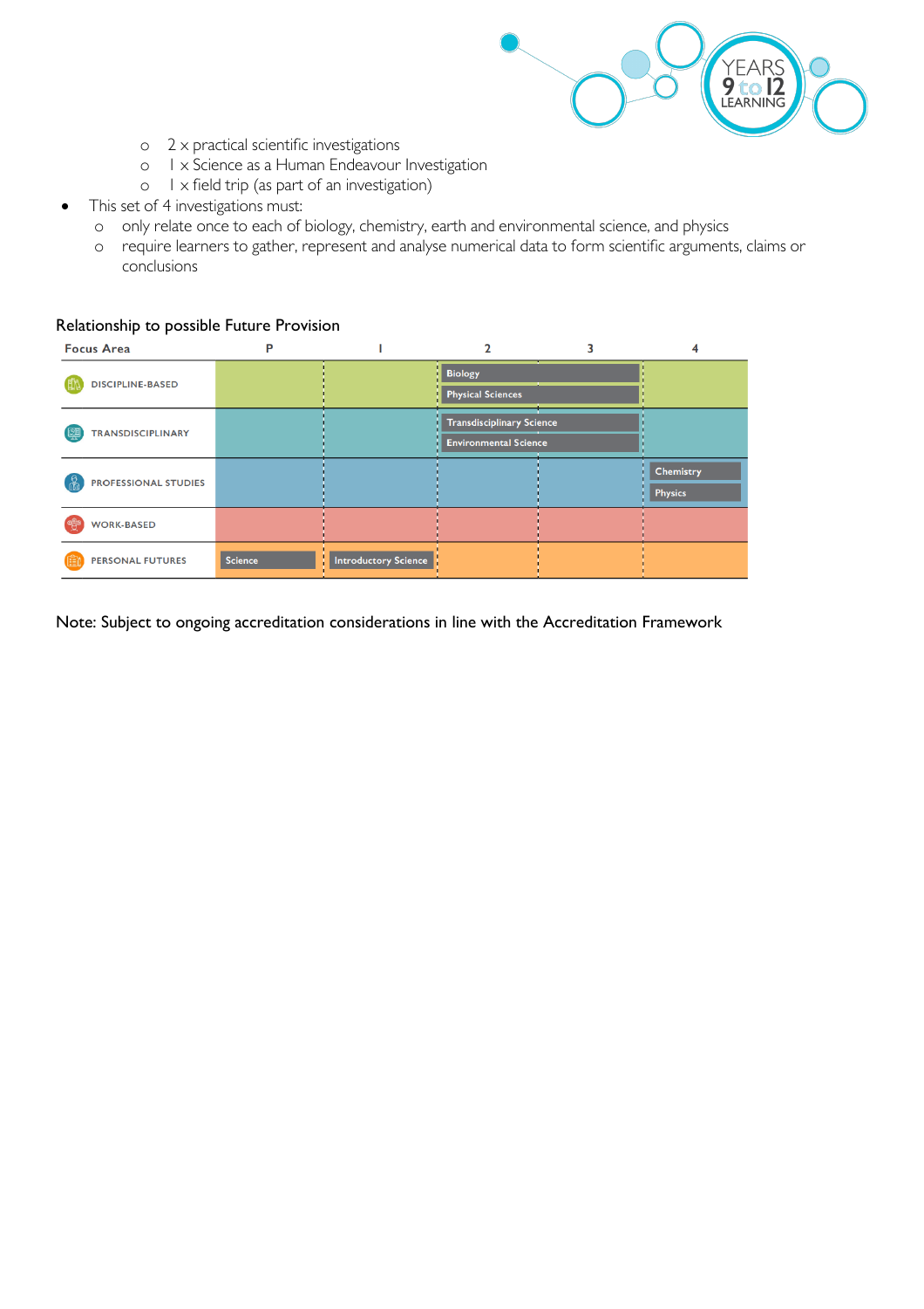- 2 x practical scientific investigations
- 1 x Science as a Human Endeavour Investigation
- 1 x field trip (as part of an investigation)

- This set of 4 investigations must:
  - only relate once to each of biology, chemistry, earth and environmental science, and physics
  - require learners to gather, represent and analyse numerical data to form scientific arguments, claims or conclusions

### Relationship to possible Future Provision

| Focus Area | P | 1 | 2 | 3 | 4 |
|---|---|---|---|---|---|
| DISCIPLINE-BASED | | | Biology<br>Physical Sciences | | |
| TRANSDISCIPLINARY | | | Transdisciplinary Science<br>Environmental Science | | |
| PROFESSIONAL STUDIES | | | | | Chemistry<br>Physics |
| WORK-BASED | | | | | |
| PERSONAL FUTURES | Science | Introductory Science | | | |

Note: Subject to ongoing accreditation considerations in line with the Accreditation Framework